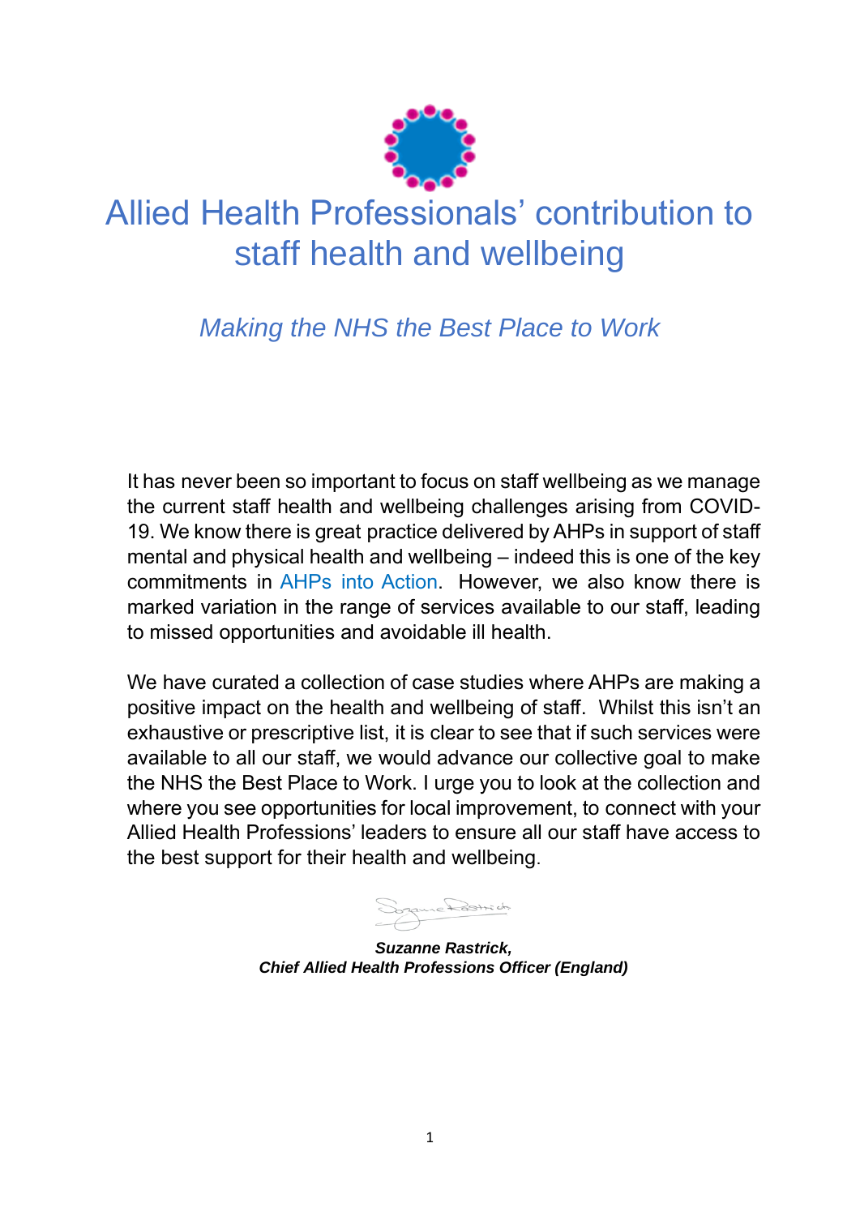# Allied Health Professionals' contribution to staff health and wellbeing

## *Making the NHS the Best Place to Work*

It has never been so important to focus on staff wellbeing as we manage the current staff health and wellbeing challenges arising from COVID-19. We know there is great practice delivered by AHPs in support of staff mental and physical health and wellbeing – indeed this is one of the key commitments in AHPs into Action. However, we also know there is marked variation in the range of services available to our staff, leading to missed opportunities and avoidable ill health.

We have curated a collection of case studies where AHPs are making a positive impact on the health and wellbeing of staff. Whilst this isn't an exhaustive or prescriptive list, it is clear to see that if such services were available to all our staff, we would advance our collective goal to make the NHS the Best Place to Work. I urge you to look at the collection and where you see opportunities for local improvement, to connect with your Allied Health Professions' leaders to ensure all our staff have access to the best support for their health and wellbeing.

***Suzanne Rastrick,***
***Chief Allied Health Professions Officer (England)***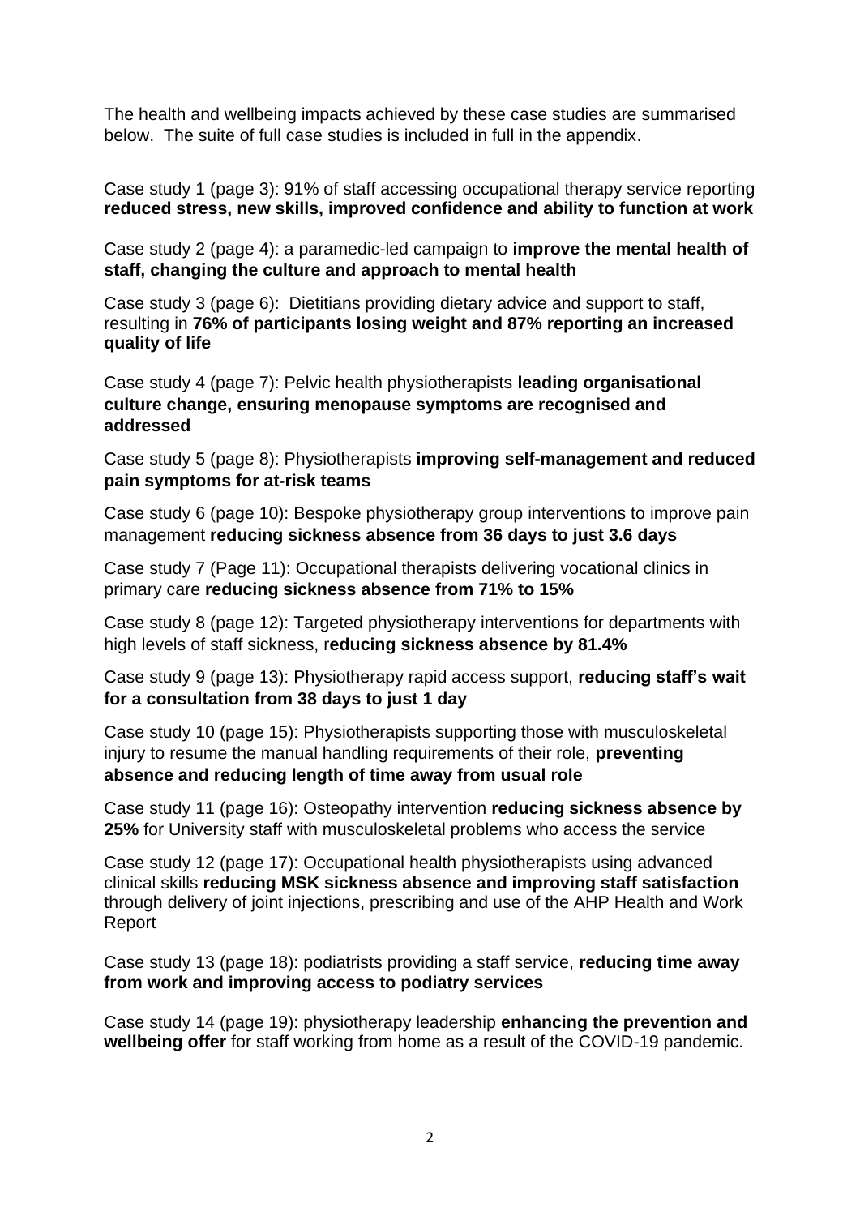The health and wellbeing impacts achieved by these case studies are summarised below. The suite of full case studies is included in full in the appendix.

Case study 1 (page 3): 91% of staff accessing occupational therapy service reporting **reduced stress, new skills, improved confidence and ability to function at work**

Case study 2 (page 4): a paramedic-led campaign to **improve the mental health of staff, changing the culture and approach to mental health**

Case study 3 (page 6): Dietitians providing dietary advice and support to staff, resulting in **76% of participants losing weight and 87% reporting an increased quality of life**

Case study 4 (page 7): Pelvic health physiotherapists **leading organisational culture change, ensuring menopause symptoms are recognised and addressed**

Case study 5 (page 8): Physiotherapists **improving self-management and reduced pain symptoms for at-risk teams**

Case study 6 (page 10): Bespoke physiotherapy group interventions to improve pain management **reducing sickness absence from 36 days to just 3.6 days**

Case study 7 (Page 11): Occupational therapists delivering vocational clinics in primary care **reducing sickness absence from 71% to 15%**

Case study 8 (page 12): Targeted physiotherapy interventions for departments with high levels of staff sickness, **reducing sickness absence by 81.4%**

Case study 9 (page 13): Physiotherapy rapid access support, **reducing staff's wait for a consultation from 38 days to just 1 day**

Case study 10 (page 15): Physiotherapists supporting those with musculoskeletal injury to resume the manual handling requirements of their role, **preventing absence and reducing length of time away from usual role**

Case study 11 (page 16): Osteopathy intervention **reducing sickness absence by 25%** for University staff with musculoskeletal problems who access the service

Case study 12 (page 17): Occupational health physiotherapists using advanced clinical skills **reducing MSK sickness absence and improving staff satisfaction** through delivery of joint injections, prescribing and use of the AHP Health and Work Report

Case study 13 (page 18): podiatrists providing a staff service, **reducing time away from work and improving access to podiatry services**

Case study 14 (page 19): physiotherapy leadership **enhancing the prevention and wellbeing offer** for staff working from home as a result of the COVID-19 pandemic.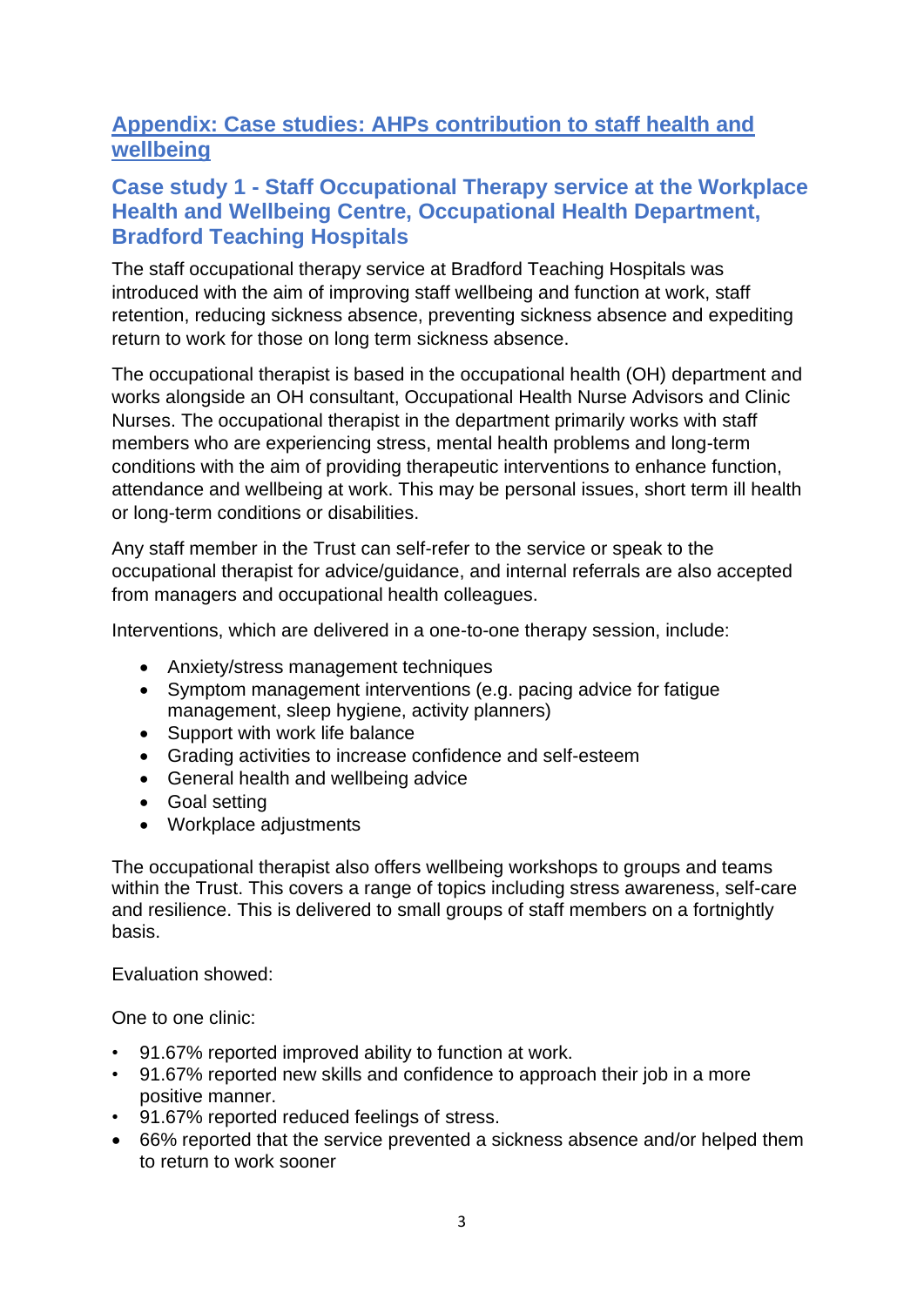## Appendix: Case studies: AHPs contribution to staff health and wellbeing

### Case study 1 - Staff Occupational Therapy service at the Workplace Health and Wellbeing Centre, Occupational Health Department, Bradford Teaching Hospitals

The staff occupational therapy service at Bradford Teaching Hospitals was introduced with the aim of improving staff wellbeing and function at work, staff retention, reducing sickness absence, preventing sickness absence and expediting return to work for those on long term sickness absence.

The occupational therapist is based in the occupational health (OH) department and works alongside an OH consultant, Occupational Health Nurse Advisors and Clinic Nurses. The occupational therapist in the department primarily works with staff members who are experiencing stress, mental health problems and long-term conditions with the aim of providing therapeutic interventions to enhance function, attendance and wellbeing at work. This may be personal issues, short term ill health or long-term conditions or disabilities.

Any staff member in the Trust can self-refer to the service or speak to the occupational therapist for advice/guidance, and internal referrals are also accepted from managers and occupational health colleagues.

Interventions, which are delivered in a one-to-one therapy session, include:

- Anxiety/stress management techniques
- Symptom management interventions (e.g. pacing advice for fatigue management, sleep hygiene, activity planners)
- Support with work life balance
- Grading activities to increase confidence and self-esteem
- General health and wellbeing advice
- Goal setting
- Workplace adjustments

The occupational therapist also offers wellbeing workshops to groups and teams within the Trust. This covers a range of topics including stress awareness, self-care and resilience. This is delivered to small groups of staff members on a fortnightly basis.

Evaluation showed:

One to one clinic:

- 91.67% reported improved ability to function at work.
- 91.67% reported new skills and confidence to approach their job in a more positive manner.
- 91.67% reported reduced feelings of stress.
- 66% reported that the service prevented a sickness absence and/or helped them to return to work sooner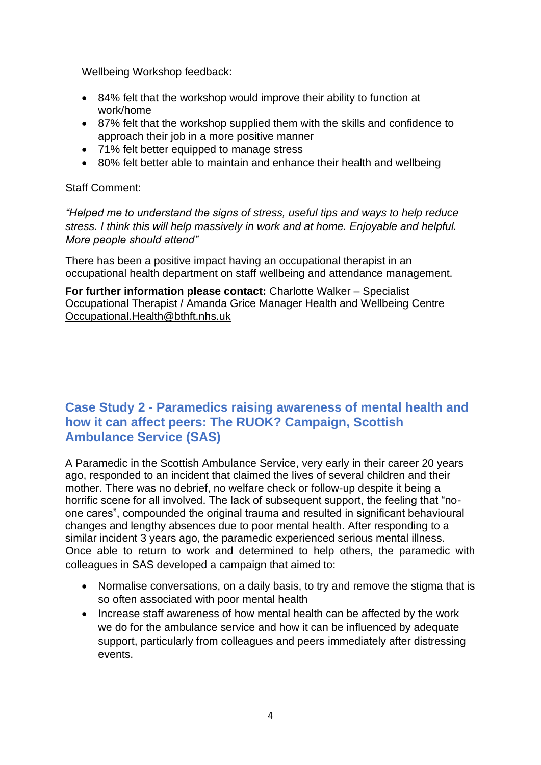Wellbeing Workshop feedback:

- 84% felt that the workshop would improve their ability to function at work/home
- 87% felt that the workshop supplied them with the skills and confidence to approach their job in a more positive manner
- 71% felt better equipped to manage stress
- 80% felt better able to maintain and enhance their health and wellbeing

Staff Comment:

*"Helped me to understand the signs of stress, useful tips and ways to help reduce stress. I think this will help massively in work and at home. Enjoyable and helpful. More people should attend"*

There has been a positive impact having an occupational therapist in an occupational health department on staff wellbeing and attendance management.

**For further information please contact:** Charlotte Walker – Specialist Occupational Therapist / Amanda Grice Manager Health and Wellbeing Centre Occupational.Health@bthft.nhs.uk

## Case Study 2 - Paramedics raising awareness of mental health and how it can affect peers: The RUOK? Campaign, Scottish Ambulance Service (SAS)

A Paramedic in the Scottish Ambulance Service, very early in their career 20 years ago, responded to an incident that claimed the lives of several children and their mother. There was no debrief, no welfare check or follow-up despite it being a horrific scene for all involved. The lack of subsequent support, the feeling that "no-one cares", compounded the original trauma and resulted in significant behavioural changes and lengthy absences due to poor mental health. After responding to a similar incident 3 years ago, the paramedic experienced serious mental illness. Once able to return to work and determined to help others, the paramedic with colleagues in SAS developed a campaign that aimed to:

- Normalise conversations, on a daily basis, to try and remove the stigma that is so often associated with poor mental health
- Increase staff awareness of how mental health can be affected by the work we do for the ambulance service and how it can be influenced by adequate support, particularly from colleagues and peers immediately after distressing events.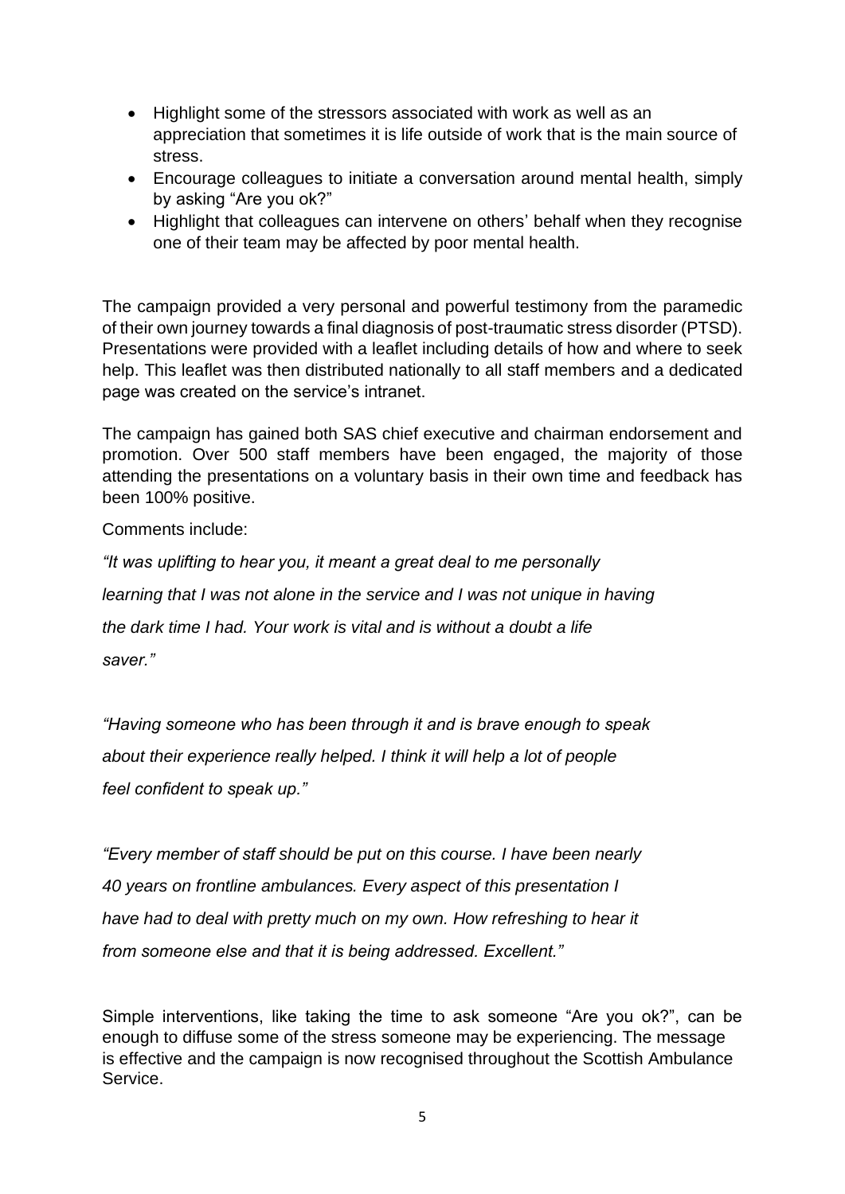- Highlight some of the stressors associated with work as well as an appreciation that sometimes it is life outside of work that is the main source of stress.
- Encourage colleagues to initiate a conversation around mental health, simply by asking "Are you ok?"
- Highlight that colleagues can intervene on others' behalf when they recognise one of their team may be affected by poor mental health.

The campaign provided a very personal and powerful testimony from the paramedic of their own journey towards a final diagnosis of post-traumatic stress disorder (PTSD). Presentations were provided with a leaflet including details of how and where to seek help. This leaflet was then distributed nationally to all staff members and a dedicated page was created on the service's intranet.

The campaign has gained both SAS chief executive and chairman endorsement and promotion. Over 500 staff members have been engaged, the majority of those attending the presentations on a voluntary basis in their own time and feedback has been 100% positive.

Comments include:

*"It was uplifting to hear you, it meant a great deal to me personally learning that I was not alone in the service and I was not unique in having the dark time I had. Your work is vital and is without a doubt a life saver."*

*"Having someone who has been through it and is brave enough to speak about their experience really helped. I think it will help a lot of people feel confident to speak up."*

*"Every member of staff should be put on this course. I have been nearly 40 years on frontline ambulances. Every aspect of this presentation I have had to deal with pretty much on my own. How refreshing to hear it from someone else and that it is being addressed. Excellent."*

Simple interventions, like taking the time to ask someone "Are you ok?", can be enough to diffuse some of the stress someone may be experiencing. The message is effective and the campaign is now recognised throughout the Scottish Ambulance Service.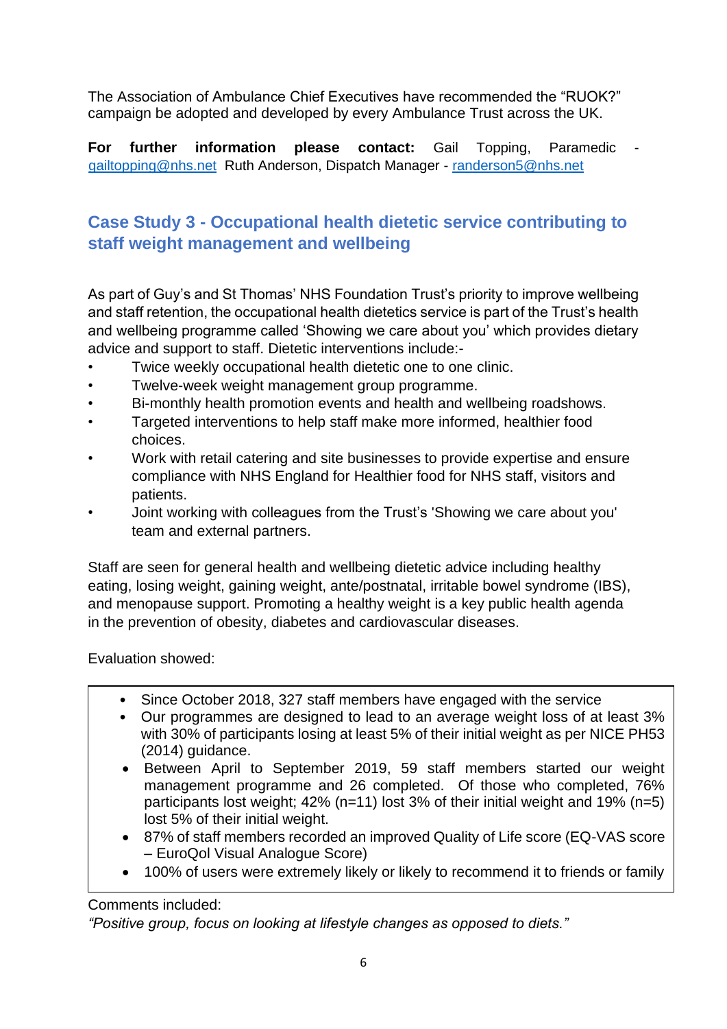The Association of Ambulance Chief Executives have recommended the "RUOK?" campaign be adopted and developed by every Ambulance Trust across the UK.

**For further information please contact:** Gail Topping, Paramedic - gailtopping@nhs.net Ruth Anderson, Dispatch Manager - randerson5@nhs.net

## Case Study 3 - Occupational health dietetic service contributing to staff weight management and wellbeing

As part of Guy's and St Thomas' NHS Foundation Trust's priority to improve wellbeing and staff retention, the occupational health dietetics service is part of the Trust's health and wellbeing programme called 'Showing we care about you' which provides dietary advice and support to staff. Dietetic interventions include:-

- Twice weekly occupational health dietetic one to one clinic.
- Twelve-week weight management group programme.
- Bi-monthly health promotion events and health and wellbeing roadshows.
- Targeted interventions to help staff make more informed, healthier food choices.
- Work with retail catering and site businesses to provide expertise and ensure compliance with NHS England for Healthier food for NHS staff, visitors and patients.
- Joint working with colleagues from the Trust's 'Showing we care about you' team and external partners.

Staff are seen for general health and wellbeing dietetic advice including healthy eating, losing weight, gaining weight, ante/postnatal, irritable bowel syndrome (IBS), and menopause support. Promoting a healthy weight is a key public health agenda in the prevention of obesity, diabetes and cardiovascular diseases.

Evaluation showed:

- Since October 2018, 327 staff members have engaged with the service
- Our programmes are designed to lead to an average weight loss of at least 3% with 30% of participants losing at least 5% of their initial weight as per NICE PH53 (2014) guidance.
- Between April to September 2019, 59 staff members started our weight management programme and 26 completed. Of those who completed, 76% participants lost weight; 42% (n=11) lost 3% of their initial weight and 19% (n=5) lost 5% of their initial weight.
- 87% of staff members recorded an improved Quality of Life score (EQ-VAS score – EuroQol Visual Analogue Score)
- 100% of users were extremely likely or likely to recommend it to friends or family

Comments included:

*"Positive group, focus on looking at lifestyle changes as opposed to diets."*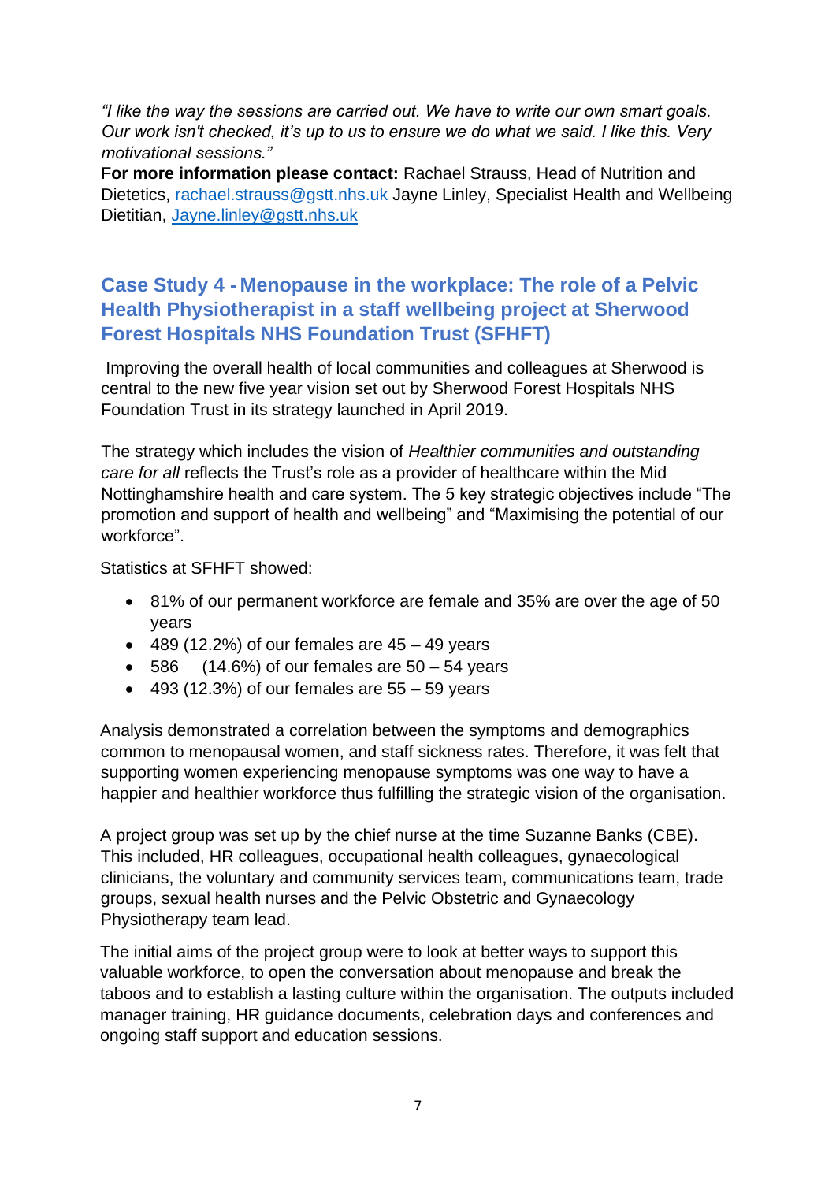*"I like the way the sessions are carried out. We have to write our own smart goals. Our work isn't checked, it's up to us to ensure we do what we said. I like this. Very motivational sessions."*

**For more information please contact:** Rachael Strauss, Head of Nutrition and Dietetics, rachael.strauss@gstt.nhs.uk Jayne Linley, Specialist Health and Wellbeing Dietitian, Jayne.linley@gstt.nhs.uk

## Case Study 4 - Menopause in the workplace: The role of a Pelvic Health Physiotherapist in a staff wellbeing project at Sherwood Forest Hospitals NHS Foundation Trust (SFHFT)

Improving the overall health of local communities and colleagues at Sherwood is central to the new five year vision set out by Sherwood Forest Hospitals NHS Foundation Trust in its strategy launched in April 2019.

The strategy which includes the vision of *Healthier communities and outstanding care for all* reflects the Trust's role as a provider of healthcare within the Mid Nottinghamshire health and care system. The 5 key strategic objectives include "The promotion and support of health and wellbeing" and "Maximising the potential of our workforce".

Statistics at SFHFT showed:

- 81% of our permanent workforce are female and 35% are over the age of 50 years
- 489 (12.2%) of our females are 45 – 49 years
- 586 (14.6%) of our females are 50 – 54 years
- 493 (12.3%) of our females are 55 – 59 years

Analysis demonstrated a correlation between the symptoms and demographics common to menopausal women, and staff sickness rates. Therefore, it was felt that supporting women experiencing menopause symptoms was one way to have a happier and healthier workforce thus fulfilling the strategic vision of the organisation.

A project group was set up by the chief nurse at the time Suzanne Banks (CBE). This included, HR colleagues, occupational health colleagues, gynaecological clinicians, the voluntary and community services team, communications team, trade groups, sexual health nurses and the Pelvic Obstetric and Gynaecology Physiotherapy team lead.

The initial aims of the project group were to look at better ways to support this valuable workforce, to open the conversation about menopause and break the taboos and to establish a lasting culture within the organisation. The outputs included manager training, HR guidance documents, celebration days and conferences and ongoing staff support and education sessions.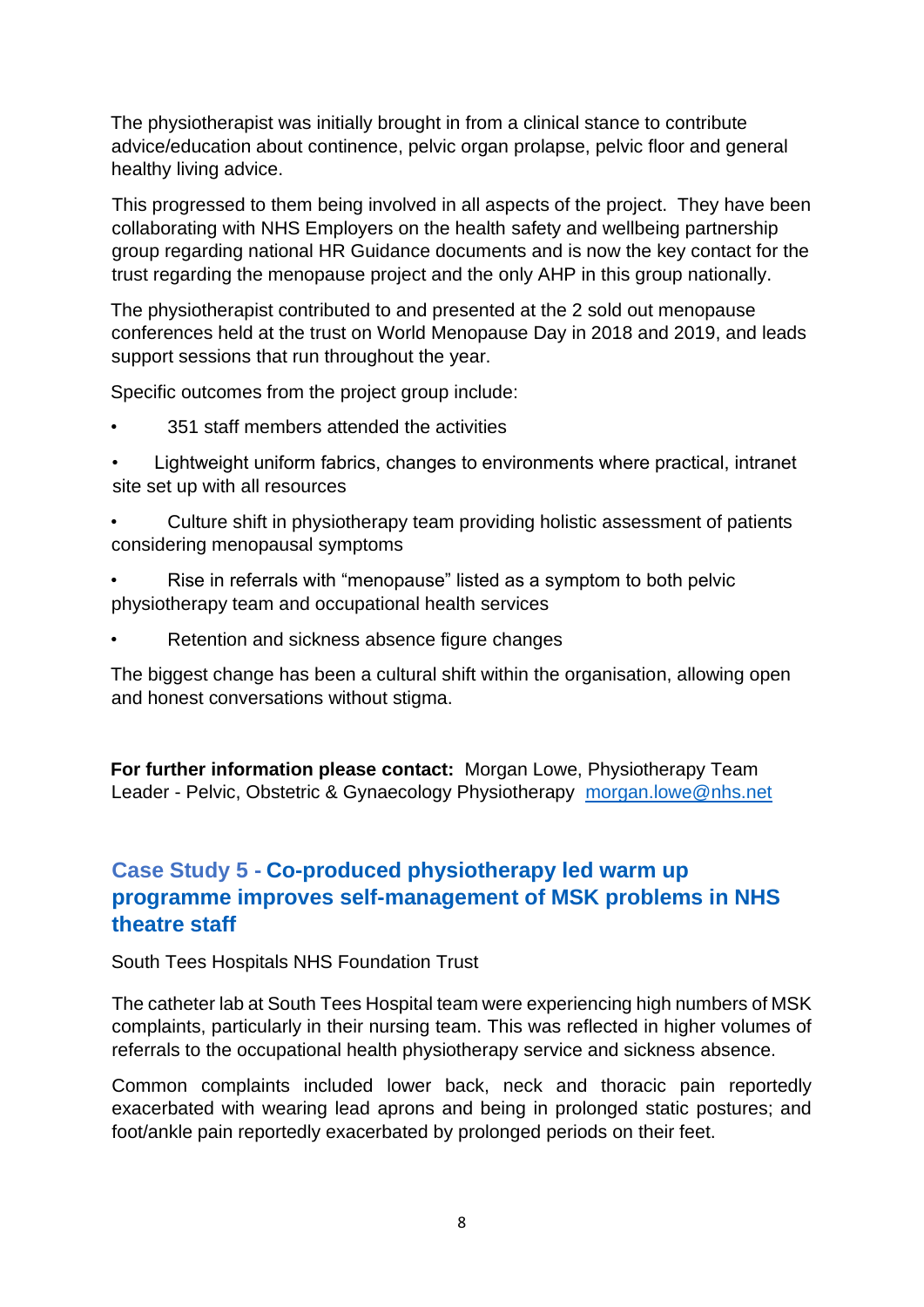The physiotherapist was initially brought in from a clinical stance to contribute advice/education about continence, pelvic organ prolapse, pelvic floor and general healthy living advice.

This progressed to them being involved in all aspects of the project. They have been collaborating with NHS Employers on the health safety and wellbeing partnership group regarding national HR Guidance documents and is now the key contact for the trust regarding the menopause project and the only AHP in this group nationally.

The physiotherapist contributed to and presented at the 2 sold out menopause conferences held at the trust on World Menopause Day in 2018 and 2019, and leads support sessions that run throughout the year.

Specific outcomes from the project group include:

- 351 staff members attended the activities
- Lightweight uniform fabrics, changes to environments where practical, intranet site set up with all resources
- Culture shift in physiotherapy team providing holistic assessment of patients considering menopausal symptoms
- Rise in referrals with "menopause" listed as a symptom to both pelvic physiotherapy team and occupational health services
- Retention and sickness absence figure changes

The biggest change has been a cultural shift within the organisation, allowing open and honest conversations without stigma.

**For further information please contact:** Morgan Lowe, Physiotherapy Team Leader - Pelvic, Obstetric & Gynaecology Physiotherapy [morgan.lowe@nhs.net](mailto:morgan.lowe@nhs.net)

## Case Study 5 - Co-produced physiotherapy led warm up programme improves self-management of MSK problems in NHS theatre staff

South Tees Hospitals NHS Foundation Trust

The catheter lab at South Tees Hospital team were experiencing high numbers of MSK complaints, particularly in their nursing team. This was reflected in higher volumes of referrals to the occupational health physiotherapy service and sickness absence.

Common complaints included lower back, neck and thoracic pain reportedly exacerbated with wearing lead aprons and being in prolonged static postures; and foot/ankle pain reportedly exacerbated by prolonged periods on their feet.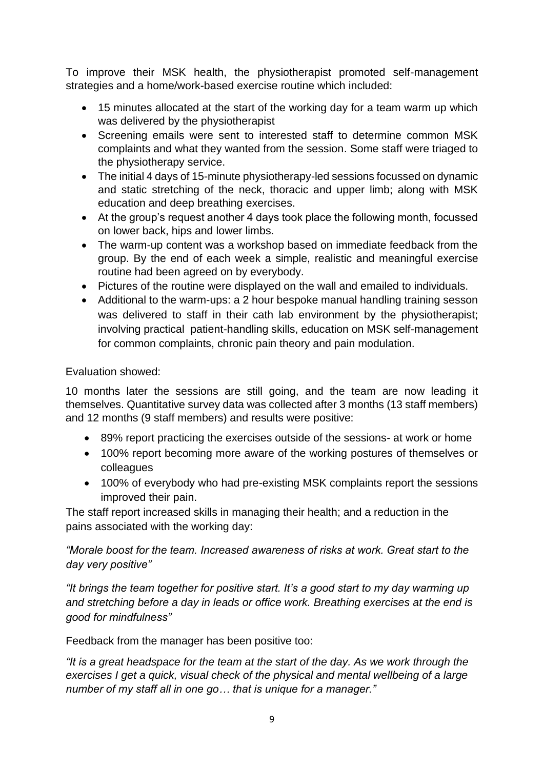To improve their MSK health, the physiotherapist promoted self-management strategies and a home/work-based exercise routine which included:

- 15 minutes allocated at the start of the working day for a team warm up which was delivered by the physiotherapist
- Screening emails were sent to interested staff to determine common MSK complaints and what they wanted from the session. Some staff were triaged to the physiotherapy service.
- The initial 4 days of 15-minute physiotherapy-led sessions focussed on dynamic and static stretching of the neck, thoracic and upper limb; along with MSK education and deep breathing exercises.
- At the group's request another 4 days took place the following month, focussed on lower back, hips and lower limbs.
- The warm-up content was a workshop based on immediate feedback from the group. By the end of each week a simple, realistic and meaningful exercise routine had been agreed on by everybody.
- Pictures of the routine were displayed on the wall and emailed to individuals.
- Additional to the warm-ups: a 2 hour bespoke manual handling training sesson was delivered to staff in their cath lab environment by the physiotherapist; involving practical patient-handling skills, education on MSK self-management for common complaints, chronic pain theory and pain modulation.

Evaluation showed:

10 months later the sessions are still going, and the team are now leading it themselves. Quantitative survey data was collected after 3 months (13 staff members) and 12 months (9 staff members) and results were positive:

- 89% report practicing the exercises outside of the sessions- at work or home
- 100% report becoming more aware of the working postures of themselves or colleagues
- 100% of everybody who had pre-existing MSK complaints report the sessions improved their pain.

The staff report increased skills in managing their health; and a reduction in the pains associated with the working day:

*"Morale boost for the team. Increased awareness of risks at work. Great start to the day very positive"*

*"It brings the team together for positive start. It's a good start to my day warming up and stretching before a day in leads or office work. Breathing exercises at the end is good for mindfulness"*

Feedback from the manager has been positive too:

*"It is a great headspace for the team at the start of the day. As we work through the exercises I get a quick, visual check of the physical and mental wellbeing of a large number of my staff all in one go… that is unique for a manager."*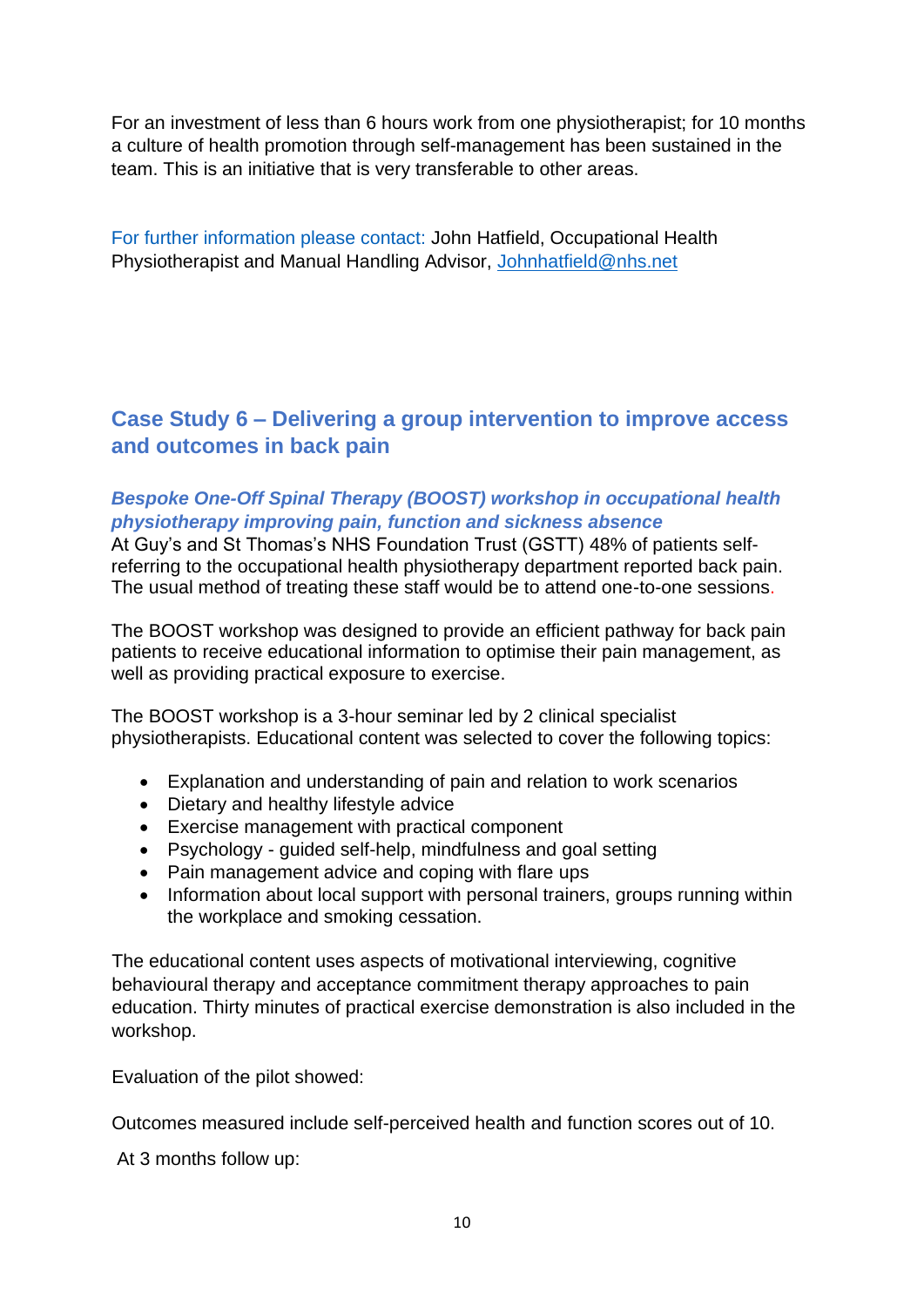For an investment of less than 6 hours work from one physiotherapist; for 10 months a culture of health promotion through self-management has been sustained in the team. This is an initiative that is very transferable to other areas.

For further information please contact: John Hatfield, Occupational Health Physiotherapist and Manual Handling Advisor, Johnhatfield@nhs.net

## Case Study 6 – Delivering a group intervention to improve access and outcomes in back pain

### *Bespoke One-Off Spinal Therapy (BOOST) workshop in occupational health physiotherapy improving pain, function and sickness absence*

At Guy's and St Thomas's NHS Foundation Trust (GSTT) 48% of patients self-referring to the occupational health physiotherapy department reported back pain. The usual method of treating these staff would be to attend one-to-one sessions.

The BOOST workshop was designed to provide an efficient pathway for back pain patients to receive educational information to optimise their pain management, as well as providing practical exposure to exercise.

The BOOST workshop is a 3-hour seminar led by 2 clinical specialist physiotherapists. Educational content was selected to cover the following topics:

- Explanation and understanding of pain and relation to work scenarios
- Dietary and healthy lifestyle advice
- Exercise management with practical component
- Psychology - guided self-help, mindfulness and goal setting
- Pain management advice and coping with flare ups
- Information about local support with personal trainers, groups running within the workplace and smoking cessation.

The educational content uses aspects of motivational interviewing, cognitive behavioural therapy and acceptance commitment therapy approaches to pain education. Thirty minutes of practical exercise demonstration is also included in the workshop.

Evaluation of the pilot showed:

Outcomes measured include self-perceived health and function scores out of 10.

At 3 months follow up: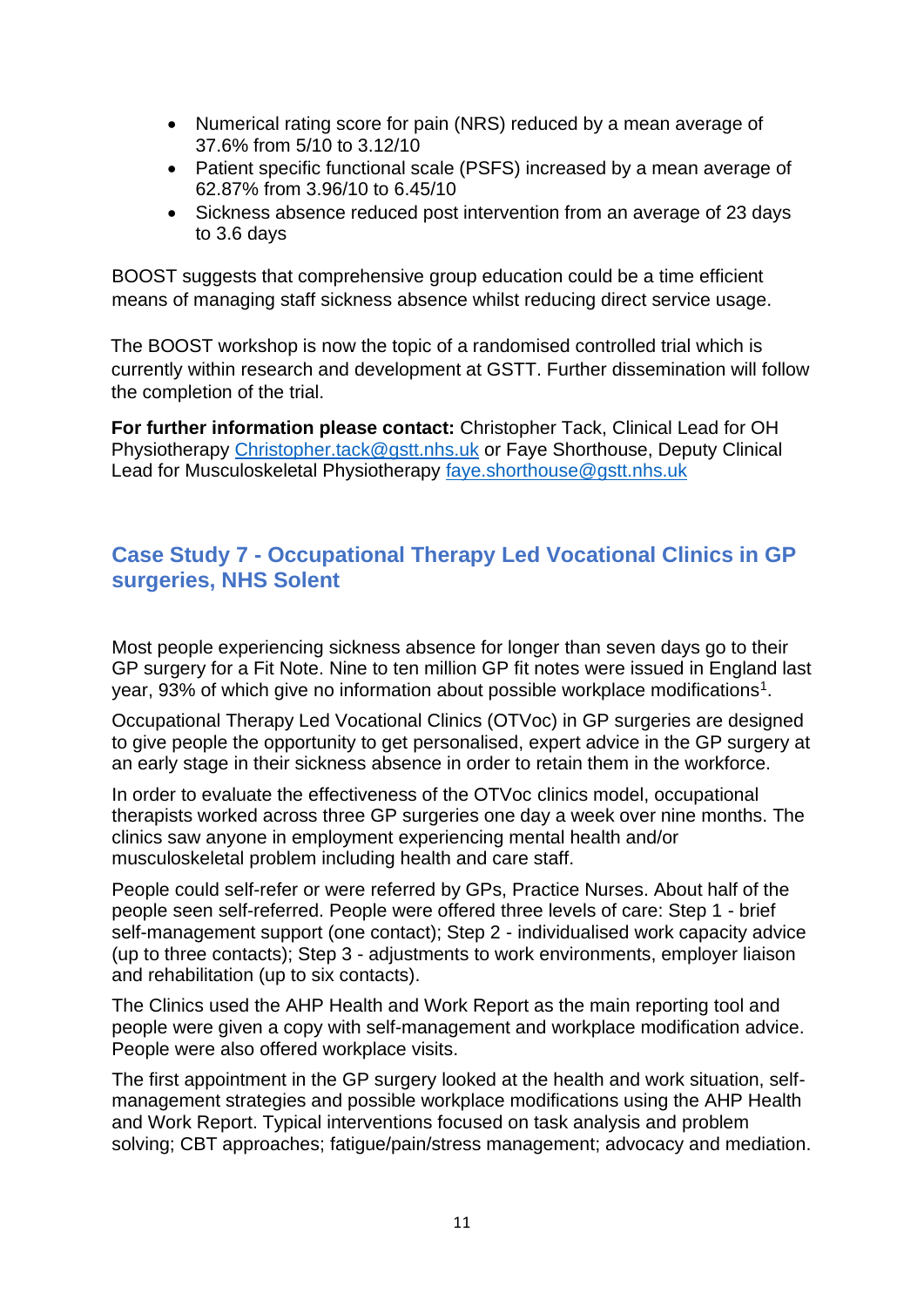- Numerical rating score for pain (NRS) reduced by a mean average of 37.6% from 5/10 to 3.12/10
- Patient specific functional scale (PSFS) increased by a mean average of 62.87% from 3.96/10 to 6.45/10
- Sickness absence reduced post intervention from an average of 23 days to 3.6 days

BOOST suggests that comprehensive group education could be a time efficient means of managing staff sickness absence whilst reducing direct service usage.

The BOOST workshop is now the topic of a randomised controlled trial which is currently within research and development at GSTT. Further dissemination will follow the completion of the trial.

**For further information please contact:** Christopher Tack, Clinical Lead for OH Physiotherapy Christopher.tack@gstt.nhs.uk or Faye Shorthouse, Deputy Clinical Lead for Musculoskeletal Physiotherapy faye.shorthouse@gstt.nhs.uk

## Case Study 7 - Occupational Therapy Led Vocational Clinics in GP surgeries, NHS Solent

Most people experiencing sickness absence for longer than seven days go to their GP surgery for a Fit Note. Nine to ten million GP fit notes were issued in England last year, 93% of which give no information about possible workplace modifications[1].

Occupational Therapy Led Vocational Clinics (OTVoc) in GP surgeries are designed to give people the opportunity to get personalised, expert advice in the GP surgery at an early stage in their sickness absence in order to retain them in the workforce.

In order to evaluate the effectiveness of the OTVoc clinics model, occupational therapists worked across three GP surgeries one day a week over nine months. The clinics saw anyone in employment experiencing mental health and/or musculoskeletal problem including health and care staff.

People could self-refer or were referred by GPs, Practice Nurses. About half of the people seen self-referred. People were offered three levels of care: Step 1 - brief self-management support (one contact); Step 2 - individualised work capacity advice (up to three contacts); Step 3 - adjustments to work environments, employer liaison and rehabilitation (up to six contacts).

The Clinics used the AHP Health and Work Report as the main reporting tool and people were given a copy with self-management and workplace modification advice. People were also offered workplace visits.

The first appointment in the GP surgery looked at the health and work situation, self-management strategies and possible workplace modifications using the AHP Health and Work Report. Typical interventions focused on task analysis and problem solving; CBT approaches; fatigue/pain/stress management; advocacy and mediation.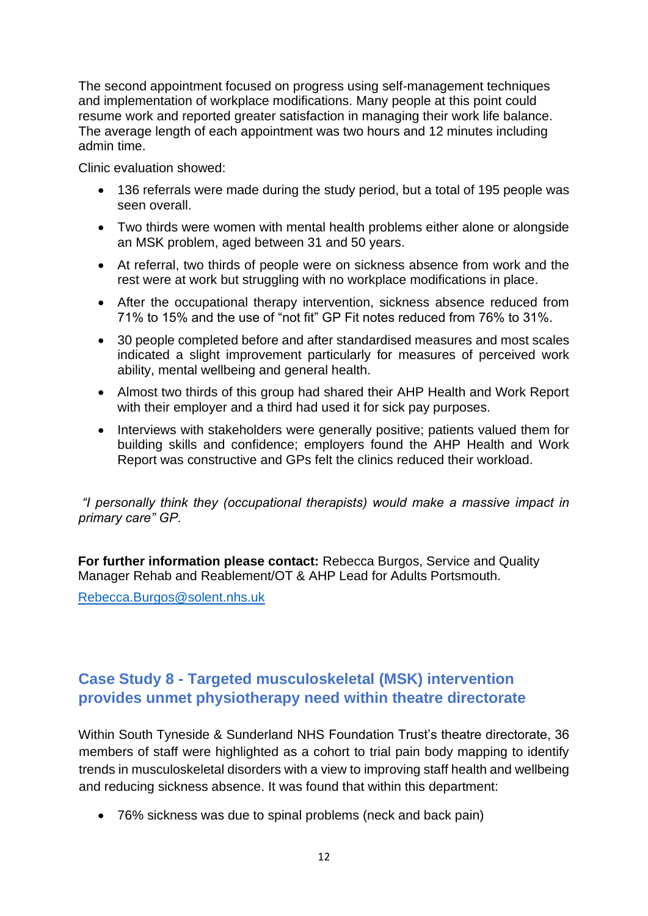The second appointment focused on progress using self-management techniques and implementation of workplace modifications. Many people at this point could resume work and reported greater satisfaction in managing their work life balance. The average length of each appointment was two hours and 12 minutes including admin time.

Clinic evaluation showed:

- 136 referrals were made during the study period, but a total of 195 people was seen overall.
- Two thirds were women with mental health problems either alone or alongside an MSK problem, aged between 31 and 50 years.
- At referral, two thirds of people were on sickness absence from work and the rest were at work but struggling with no workplace modifications in place.
- After the occupational therapy intervention, sickness absence reduced from 71% to 15% and the use of "not fit" GP Fit notes reduced from 76% to 31%.
- 30 people completed before and after standardised measures and most scales indicated a slight improvement particularly for measures of perceived work ability, mental wellbeing and general health.
- Almost two thirds of this group had shared their AHP Health and Work Report with their employer and a third had used it for sick pay purposes.
- Interviews with stakeholders were generally positive; patients valued them for building skills and confidence; employers found the AHP Health and Work Report was constructive and GPs felt the clinics reduced their workload.

*"I personally think they (occupational therapists) would make a massive impact in primary care" GP.*

**For further information please contact:** Rebecca Burgos, Service and Quality Manager Rehab and Reablement/OT & AHP Lead for Adults Portsmouth.

Rebecca.Burgos@solent.nhs.uk

## Case Study 8 - Targeted musculoskeletal (MSK) intervention provides unmet physiotherapy need within theatre directorate

Within South Tyneside & Sunderland NHS Foundation Trust's theatre directorate, 36 members of staff were highlighted as a cohort to trial pain body mapping to identify trends in musculoskeletal disorders with a view to improving staff health and wellbeing and reducing sickness absence. It was found that within this department:

- 76% sickness was due to spinal problems (neck and back pain)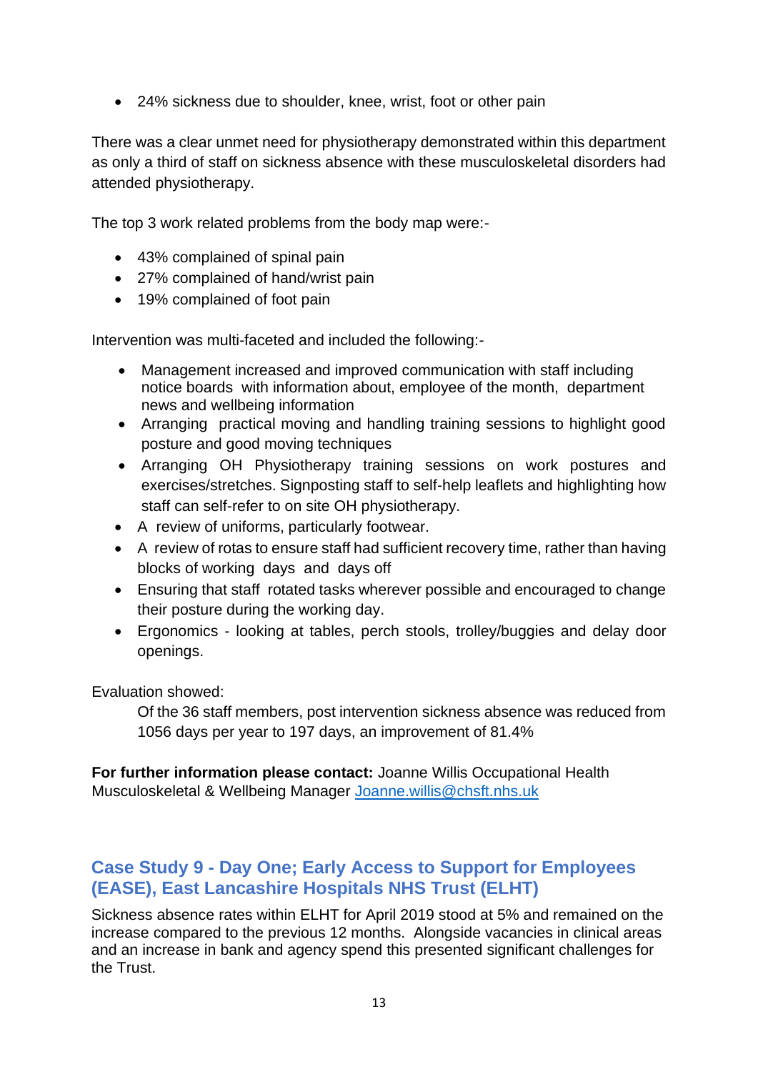- 24% sickness due to shoulder, knee, wrist, foot or other pain

There was a clear unmet need for physiotherapy demonstrated within this department as only a third of staff on sickness absence with these musculoskeletal disorders had attended physiotherapy.

The top 3 work related problems from the body map were:-

- 43% complained of spinal pain
- 27% complained of hand/wrist pain
- 19% complained of foot pain

Intervention was multi-faceted and included the following:-

- Management increased and improved communication with staff including notice boards with information about, employee of the month, department news and wellbeing information
- Arranging practical moving and handling training sessions to highlight good posture and good moving techniques
- Arranging OH Physiotherapy training sessions on work postures and exercises/stretches. Signposting staff to self-help leaflets and highlighting how staff can self-refer to on site OH physiotherapy.
- A review of uniforms, particularly footwear.
- A review of rotas to ensure staff had sufficient recovery time, rather than having blocks of working days and days off
- Ensuring that staff rotated tasks wherever possible and encouraged to change their posture during the working day.
- Ergonomics - looking at tables, perch stools, trolley/buggies and delay door openings.

Evaluation showed:

Of the 36 staff members, post intervention sickness absence was reduced from 1056 days per year to 197 days, an improvement of 81.4%

**For further information please contact:** Joanne Willis Occupational Health Musculoskeletal & Wellbeing Manager Joanne.willis@chsft.nhs.uk

## Case Study 9 - Day One; Early Access to Support for Employees (EASE), East Lancashire Hospitals NHS Trust (ELHT)

Sickness absence rates within ELHT for April 2019 stood at 5% and remained on the increase compared to the previous 12 months. Alongside vacancies in clinical areas and an increase in bank and agency spend this presented significant challenges for the Trust.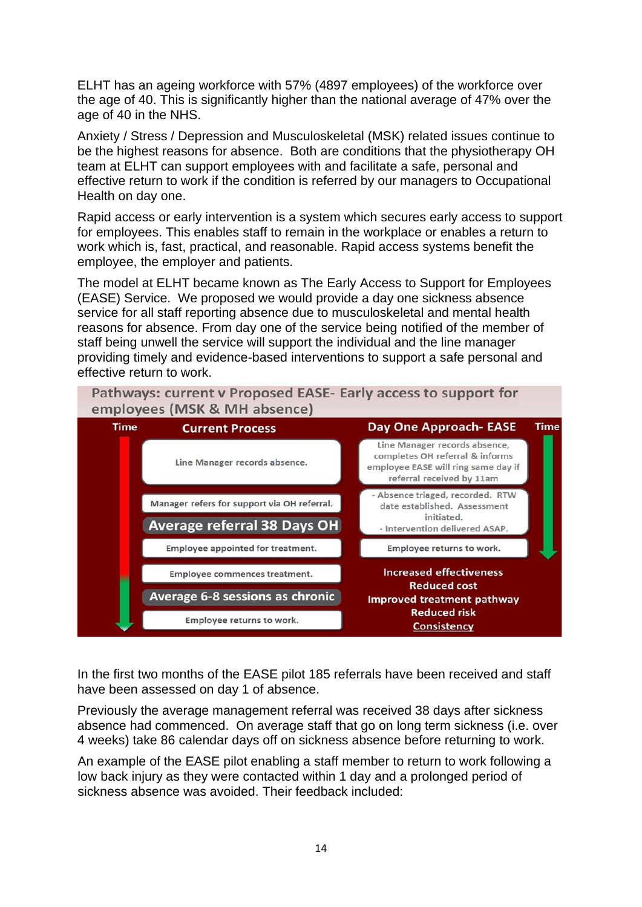ELHT has an ageing workforce with 57% (4897 employees) of the workforce over the age of 40. This is significantly higher than the national average of 47% over the age of 40 in the NHS.

Anxiety / Stress / Depression and Musculoskeletal (MSK) related issues continue to be the highest reasons for absence. Both are conditions that the physiotherapy OH team at ELHT can support employees with and facilitate a safe, personal and effective return to work if the condition is referred by our managers to Occupational Health on day one.

Rapid access or early intervention is a system which secures early access to support for employees. This enables staff to remain in the workplace or enables a return to work which is, fast, practical, and reasonable. Rapid access systems benefit the employee, the employer and patients.

The model at ELHT became known as The Early Access to Support for Employees (EASE) Service. We proposed we would provide a day one sickness absence service for all staff reporting absence due to musculoskeletal and mental health reasons for absence. From day one of the service being notified of the member of staff being unwell the service will support the individual and the line manager providing timely and evidence-based interventions to support a safe personal and effective return to work.

**Pathways: current v Proposed EASE- Early access to support for employees (MSK & MH absence)**

| Current Process | Day One Approach- EASE |
|---|---|
| Line Manager records absence. | Line Manager records absence, completes OH referral & informs employee EASE will ring same day if referral received by 11am |
| Manager refers for support via OH referral. **Average referral 38 Days OH** | - Absence triaged, recorded. RTW date established. Assessment initiated. - Intervention delivered ASAP. |
| Employee appointed for treatment. | Employee returns to work. |
| Employee commences treatment. **Average 6-8 sessions as chronic** | **Increased effectiveness** **Reduced cost** **Improved treatment pathway** **Reduced risk** **Consistency** |
| Employee returns to work. | |

In the first two months of the EASE pilot 185 referrals have been received and staff have been assessed on day 1 of absence.

Previously the average management referral was received 38 days after sickness absence had commenced. On average staff that go on long term sickness (i.e. over 4 weeks) take 86 calendar days off on sickness absence before returning to work.

An example of the EASE pilot enabling a staff member to return to work following a low back injury as they were contacted within 1 day and a prolonged period of sickness absence was avoided. Their feedback included: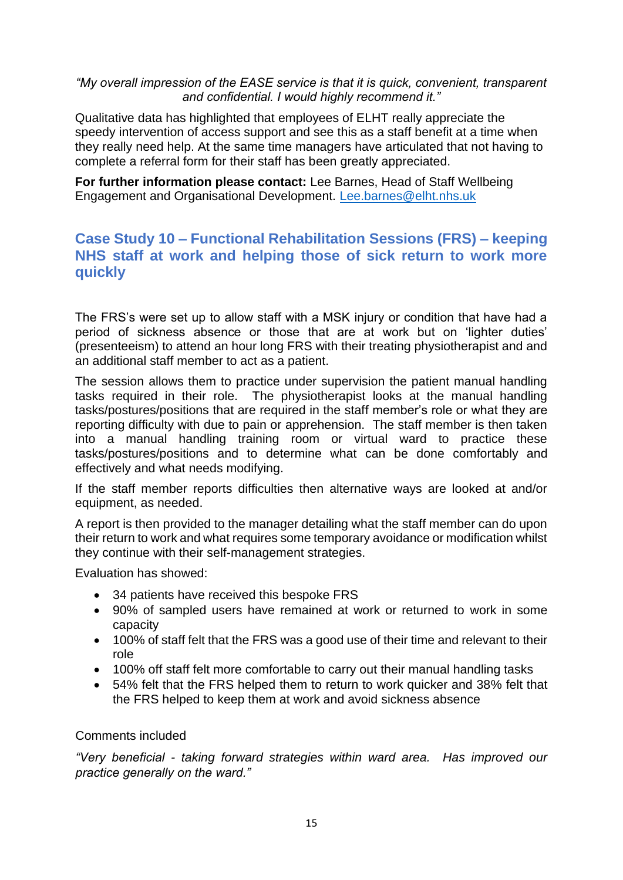*"My overall impression of the EASE service is that it is quick, convenient, transparent and confidential. I would highly recommend it."*

Qualitative data has highlighted that employees of ELHT really appreciate the speedy intervention of access support and see this as a staff benefit at a time when they really need help. At the same time managers have articulated that not having to complete a referral form for their staff has been greatly appreciated.

**For further information please contact:** Lee Barnes, Head of Staff Wellbeing Engagement and Organisational Development. Lee.barnes@elht.nhs.uk

## Case Study 10 – Functional Rehabilitation Sessions (FRS) – keeping NHS staff at work and helping those of sick return to work more quickly

The FRS's were set up to allow staff with a MSK injury or condition that have had a period of sickness absence or those that are at work but on 'lighter duties' (presenteeism) to attend an hour long FRS with their treating physiotherapist and and an additional staff member to act as a patient.

The session allows them to practice under supervision the patient manual handling tasks required in their role. The physiotherapist looks at the manual handling tasks/postures/positions that are required in the staff member's role or what they are reporting difficulty with due to pain or apprehension. The staff member is then taken into a manual handling training room or virtual ward to practice these tasks/postures/positions and to determine what can be done comfortably and effectively and what needs modifying.

If the staff member reports difficulties then alternative ways are looked at and/or equipment, as needed.

A report is then provided to the manager detailing what the staff member can do upon their return to work and what requires some temporary avoidance or modification whilst they continue with their self-management strategies.

Evaluation has showed:

- 34 patients have received this bespoke FRS
- 90% of sampled users have remained at work or returned to work in some capacity
- 100% of staff felt that the FRS was a good use of their time and relevant to their role
- 100% off staff felt more comfortable to carry out their manual handling tasks
- 54% felt that the FRS helped them to return to work quicker and 38% felt that the FRS helped to keep them at work and avoid sickness absence

Comments included

*"Very beneficial - taking forward strategies within ward area. Has improved our practice generally on the ward."*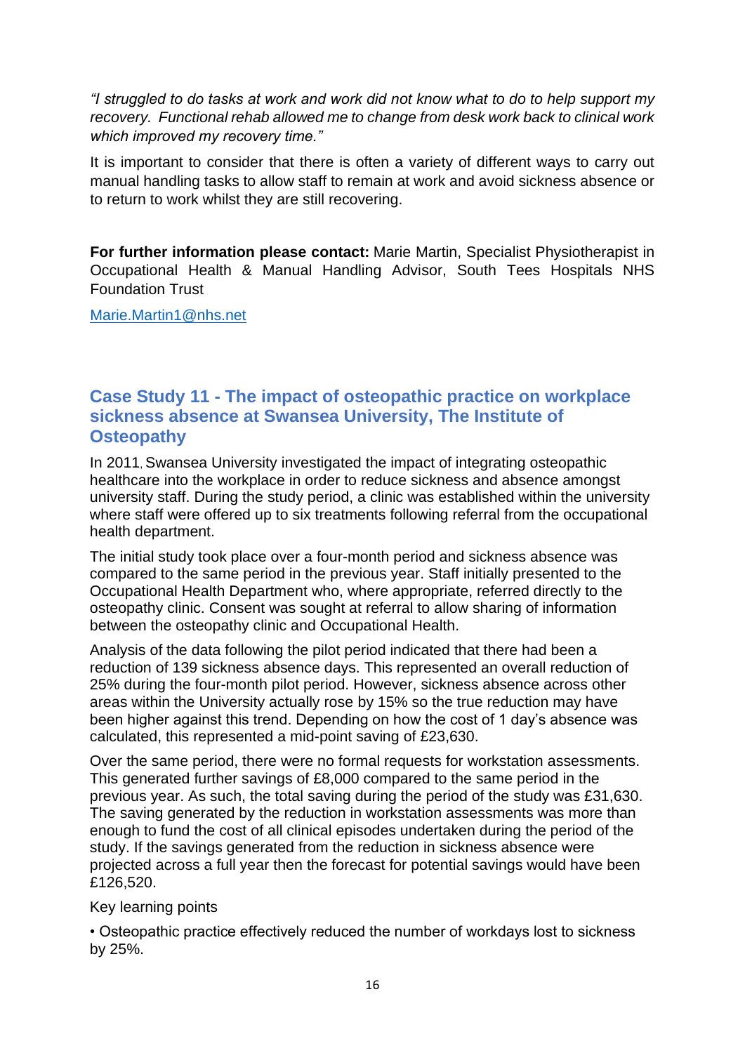*"I struggled to do tasks at work and work did not know what to do to help support my recovery. Functional rehab allowed me to change from desk work back to clinical work which improved my recovery time."*

It is important to consider that there is often a variety of different ways to carry out manual handling tasks to allow staff to remain at work and avoid sickness absence or to return to work whilst they are still recovering.

**For further information please contact:** Marie Martin, Specialist Physiotherapist in Occupational Health & Manual Handling Advisor, South Tees Hospitals NHS Foundation Trust

Marie.Martin1@nhs.net

## Case Study 11 - The impact of osteopathic practice on workplace sickness absence at Swansea University, The Institute of Osteopathy

In 2011, Swansea University investigated the impact of integrating osteopathic healthcare into the workplace in order to reduce sickness and absence amongst university staff. During the study period, a clinic was established within the university where staff were offered up to six treatments following referral from the occupational health department.

The initial study took place over a four-month period and sickness absence was compared to the same period in the previous year. Staff initially presented to the Occupational Health Department who, where appropriate, referred directly to the osteopathy clinic. Consent was sought at referral to allow sharing of information between the osteopathy clinic and Occupational Health.

Analysis of the data following the pilot period indicated that there had been a reduction of 139 sickness absence days. This represented an overall reduction of 25% during the four-month pilot period. However, sickness absence across other areas within the University actually rose by 15% so the true reduction may have been higher against this trend. Depending on how the cost of 1 day's absence was calculated, this represented a mid-point saving of £23,630.

Over the same period, there were no formal requests for workstation assessments. This generated further savings of £8,000 compared to the same period in the previous year. As such, the total saving during the period of the study was £31,630. The saving generated by the reduction in workstation assessments was more than enough to fund the cost of all clinical episodes undertaken during the period of the study. If the savings generated from the reduction in sickness absence were projected across a full year then the forecast for potential savings would have been £126,520.

Key learning points

- Osteopathic practice effectively reduced the number of workdays lost to sickness by 25%.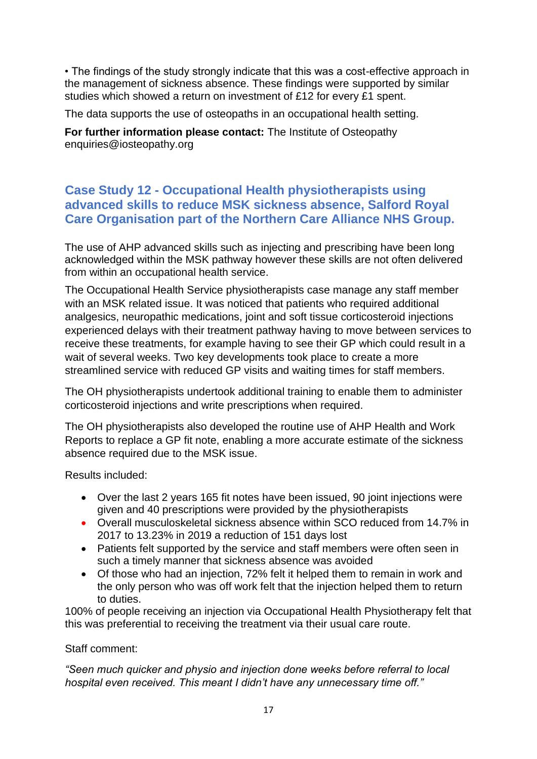- The findings of the study strongly indicate that this was a cost-effective approach in the management of sickness absence. These findings were supported by similar studies which showed a return on investment of £12 for every £1 spent.

The data supports the use of osteopaths in an occupational health setting.

**For further information please contact:** The Institute of Osteopathy enquiries@iosteopathy.org

## Case Study 12 - Occupational Health physiotherapists using advanced skills to reduce MSK sickness absence, Salford Royal Care Organisation part of the Northern Care Alliance NHS Group.

The use of AHP advanced skills such as injecting and prescribing have been long acknowledged within the MSK pathway however these skills are not often delivered from within an occupational health service.

The Occupational Health Service physiotherapists case manage any staff member with an MSK related issue. It was noticed that patients who required additional analgesics, neuropathic medications, joint and soft tissue corticosteroid injections experienced delays with their treatment pathway having to move between services to receive these treatments, for example having to see their GP which could result in a wait of several weeks. Two key developments took place to create a more streamlined service with reduced GP visits and waiting times for staff members.

The OH physiotherapists undertook additional training to enable them to administer corticosteroid injections and write prescriptions when required.

The OH physiotherapists also developed the routine use of AHP Health and Work Reports to replace a GP fit note, enabling a more accurate estimate of the sickness absence required due to the MSK issue.

Results included:

- Over the last 2 years 165 fit notes have been issued, 90 joint injections were given and 40 prescriptions were provided by the physiotherapists
- Overall musculoskeletal sickness absence within SCO reduced from 14.7% in 2017 to 13.23% in 2019 a reduction of 151 days lost
- Patients felt supported by the service and staff members were often seen in such a timely manner that sickness absence was avoided
- Of those who had an injection, 72% felt it helped them to remain in work and the only person who was off work felt that the injection helped them to return to duties.

100% of people receiving an injection via Occupational Health Physiotherapy felt that this was preferential to receiving the treatment via their usual care route.

Staff comment:

*"Seen much quicker and physio and injection done weeks before referral to local hospital even received. This meant I didn't have any unnecessary time off."*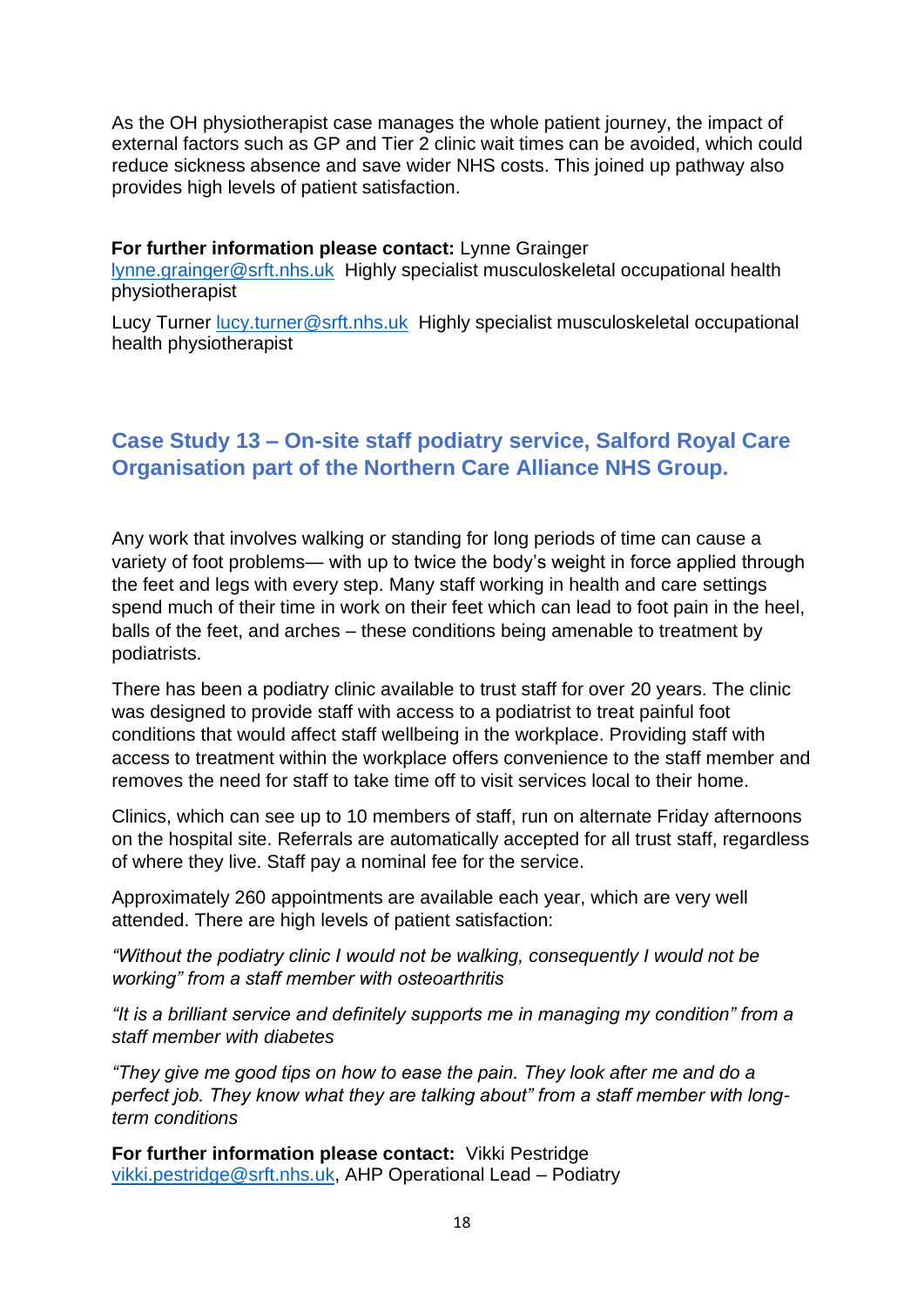As the OH physiotherapist case manages the whole patient journey, the impact of external factors such as GP and Tier 2 clinic wait times can be avoided, which could reduce sickness absence and save wider NHS costs. This joined up pathway also provides high levels of patient satisfaction.

**For further information please contact:** Lynne Grainger lynne.grainger@srft.nhs.uk Highly specialist musculoskeletal occupational health physiotherapist

Lucy Turner lucy.turner@srft.nhs.uk Highly specialist musculoskeletal occupational health physiotherapist

## Case Study 13 – On-site staff podiatry service, Salford Royal Care Organisation part of the Northern Care Alliance NHS Group.

Any work that involves walking or standing for long periods of time can cause a variety of foot problems— with up to twice the body's weight in force applied through the feet and legs with every step. Many staff working in health and care settings spend much of their time in work on their feet which can lead to foot pain in the heel, balls of the feet, and arches – these conditions being amenable to treatment by podiatrists.

There has been a podiatry clinic available to trust staff for over 20 years. The clinic was designed to provide staff with access to a podiatrist to treat painful foot conditions that would affect staff wellbeing in the workplace. Providing staff with access to treatment within the workplace offers convenience to the staff member and removes the need for staff to take time off to visit services local to their home.

Clinics, which can see up to 10 members of staff, run on alternate Friday afternoons on the hospital site. Referrals are automatically accepted for all trust staff, regardless of where they live. Staff pay a nominal fee for the service.

Approximately 260 appointments are available each year, which are very well attended. There are high levels of patient satisfaction:

*"Without the podiatry clinic I would not be walking, consequently I would not be working" from a staff member with osteoarthritis*

*"It is a brilliant service and definitely supports me in managing my condition" from a staff member with diabetes*

*"They give me good tips on how to ease the pain. They look after me and do a perfect job. They know what they are talking about" from a staff member with long-term conditions*

**For further information please contact:** Vikki Pestridge vikki.pestridge@srft.nhs.uk, AHP Operational Lead – Podiatry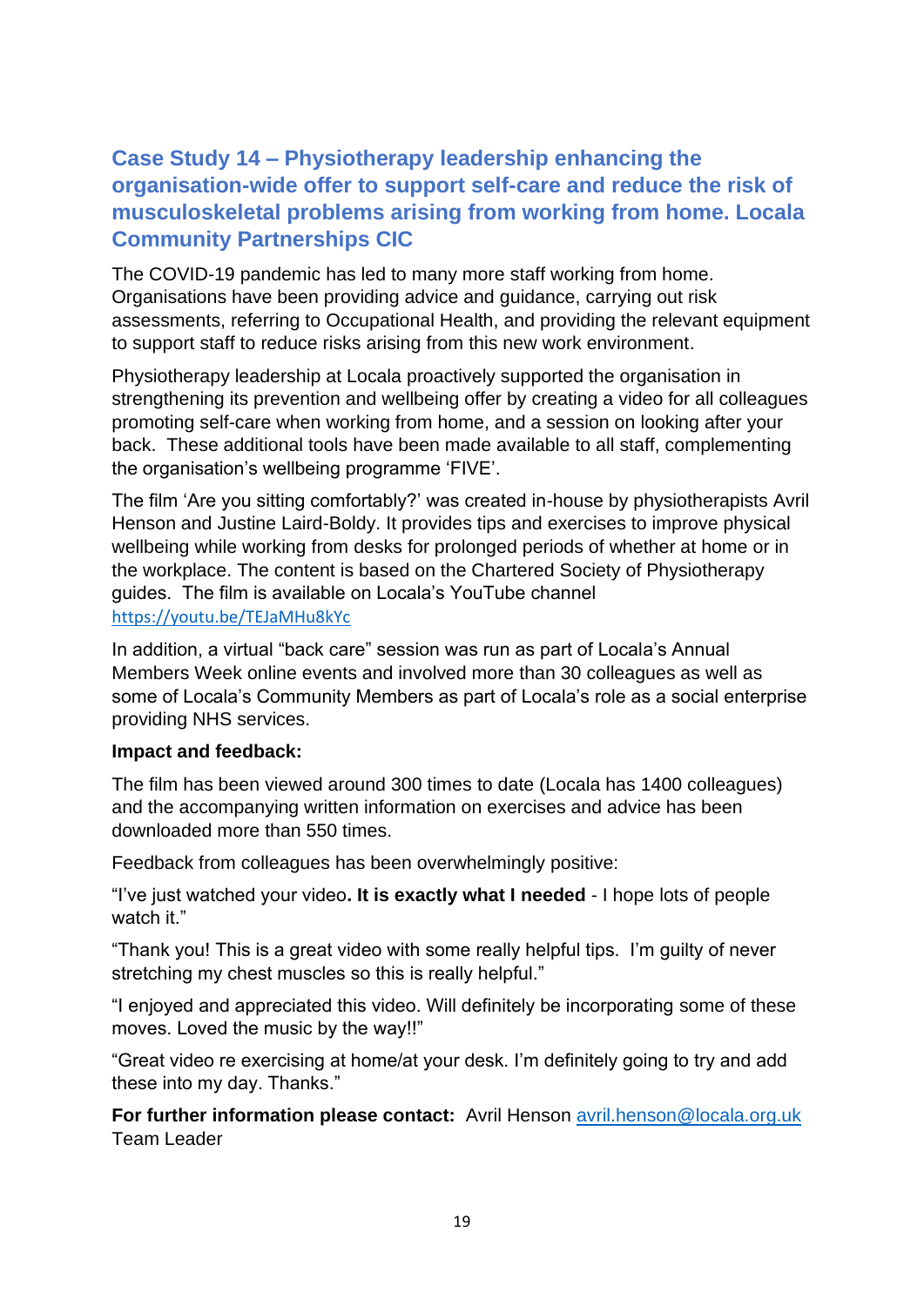## Case Study 14 – Physiotherapy leadership enhancing the organisation-wide offer to support self-care and reduce the risk of musculoskeletal problems arising from working from home. Locala Community Partnerships CIC

The COVID-19 pandemic has led to many more staff working from home. Organisations have been providing advice and guidance, carrying out risk assessments, referring to Occupational Health, and providing the relevant equipment to support staff to reduce risks arising from this new work environment.

Physiotherapy leadership at Locala proactively supported the organisation in strengthening its prevention and wellbeing offer by creating a video for all colleagues promoting self-care when working from home, and a session on looking after your back. These additional tools have been made available to all staff, complementing the organisation's wellbeing programme 'FIVE'.

The film 'Are you sitting comfortably?' was created in-house by physiotherapists Avril Henson and Justine Laird-Boldy. It provides tips and exercises to improve physical wellbeing while working from desks for prolonged periods of whether at home or in the workplace. The content is based on the Chartered Society of Physiotherapy guides. The film is available on Locala's YouTube channel https://youtu.be/TEJaMHu8kYc

In addition, a virtual "back care" session was run as part of Locala's Annual Members Week online events and involved more than 30 colleagues as well as some of Locala's Community Members as part of Locala's role as a social enterprise providing NHS services.

**Impact and feedback:**

The film has been viewed around 300 times to date (Locala has 1400 colleagues) and the accompanying written information on exercises and advice has been downloaded more than 550 times.

Feedback from colleagues has been overwhelmingly positive:

"I've just watched your video**. It is exactly what I needed** - I hope lots of people watch it."

"Thank you! This is a great video with some really helpful tips. I'm guilty of never stretching my chest muscles so this is really helpful."

"I enjoyed and appreciated this video. Will definitely be incorporating some of these moves. Loved the music by the way!!"

"Great video re exercising at home/at your desk. I'm definitely going to try and add these into my day. Thanks."

**For further information please contact:** Avril Henson avril.henson@locala.org.uk
Team Leader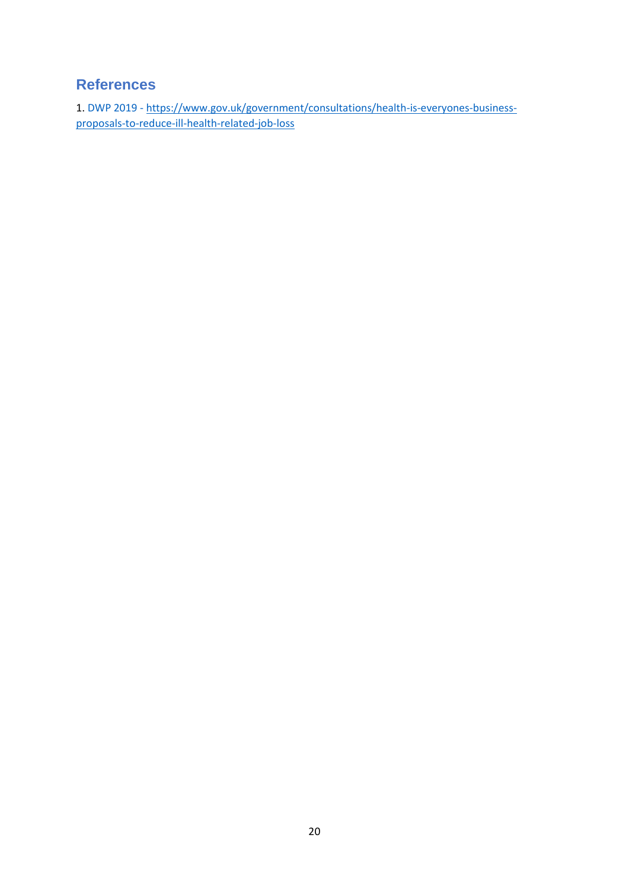## References

1. DWP 2019 - https://www.gov.uk/government/consultations/health-is-everyones-business-proposals-to-reduce-ill-health-related-job-loss